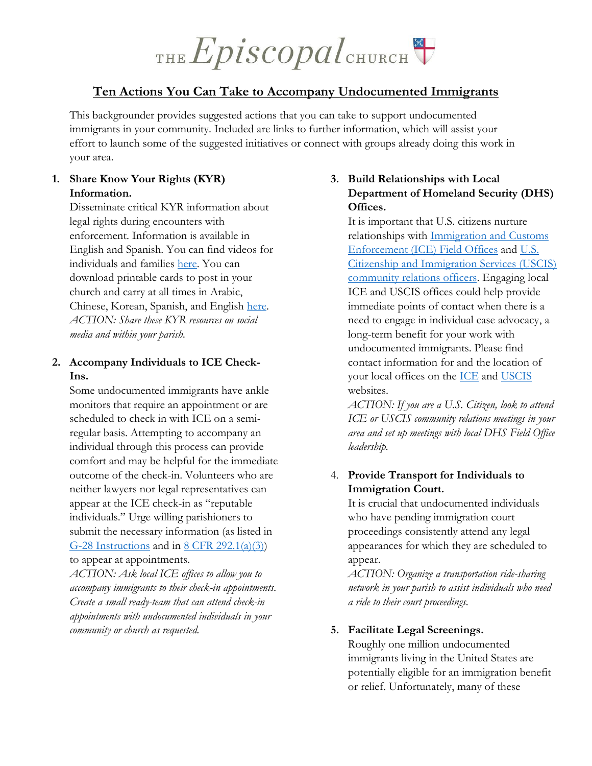THE *Episcopal* CHURCH

# Ten Actions You Can Take to Accompany Undocumented Immigrants

This backgrounder provides suggested actions that you can take to support undocumented immigrants in your community. Included are links to further information, which will assist your effort to launch some of the suggested initiatives or connect with groups already doing this work in your area.

1. **Share Know Your Rights (KYR) Information.**
   Disseminate critical KYR information about legal rights during encounters with enforcement. Information is available in English and Spanish. You can find videos for individuals and families here. You can download printable cards to post in your church and carry at all times in Arabic, Chinese, Korean, Spanish, and English here.
   *ACTION: Share these KYR resources on social media and within your parish.*

2. **Accompany Individuals to ICE Check-Ins.**
   Some undocumented immigrants have ankle monitors that require an appointment or are scheduled to check in with ICE on a semi-regular basis. Attempting to accompany an individual through this process can provide comfort and may be helpful for the immediate outcome of the check-in. Volunteers who are neither lawyers nor legal representatives can appear at the ICE check-in as "reputable individuals." Urge willing parishioners to submit the necessary information (as listed in G-28 Instructions and in 8 CFR 292.1(a)(3)) to appear at appointments.
   *ACTION: Ask local ICE offices to allow you to accompany immigrants to their check-in appointments. Create a small ready-team that can attend check-in appointments with undocumented individuals in your community or church as requested.*

3. **Build Relationships with Local Department of Homeland Security (DHS) Offices.**
   It is important that U.S. citizens nurture relationships with Immigration and Customs Enforcement (ICE) Field Offices and U.S. Citizenship and Immigration Services (USCIS) community relations officers. Engaging local ICE and USCIS offices could help provide immediate points of contact when there is a need to engage in individual case advocacy, a long-term benefit for your work with undocumented immigrants. Please find contact information for and the location of your local offices on the ICE and USCIS websites.
   *ACTION: If you are a U.S. Citizen, look to attend ICE or USCIS community relations meetings in your area and set up meetings with local DHS Field Office leadership.*

4. **Provide Transport for Individuals to Immigration Court.**
   It is crucial that undocumented individuals who have pending immigration court proceedings consistently attend any legal appearances for which they are scheduled to appear.
   *ACTION: Organize a transportation ride-sharing network in your parish to assist individuals who need a ride to their court proceedings.*

5. **Facilitate Legal Screenings.**
   Roughly one million undocumented immigrants living in the United States are potentially eligible for an immigration benefit or relief. Unfortunately, many of these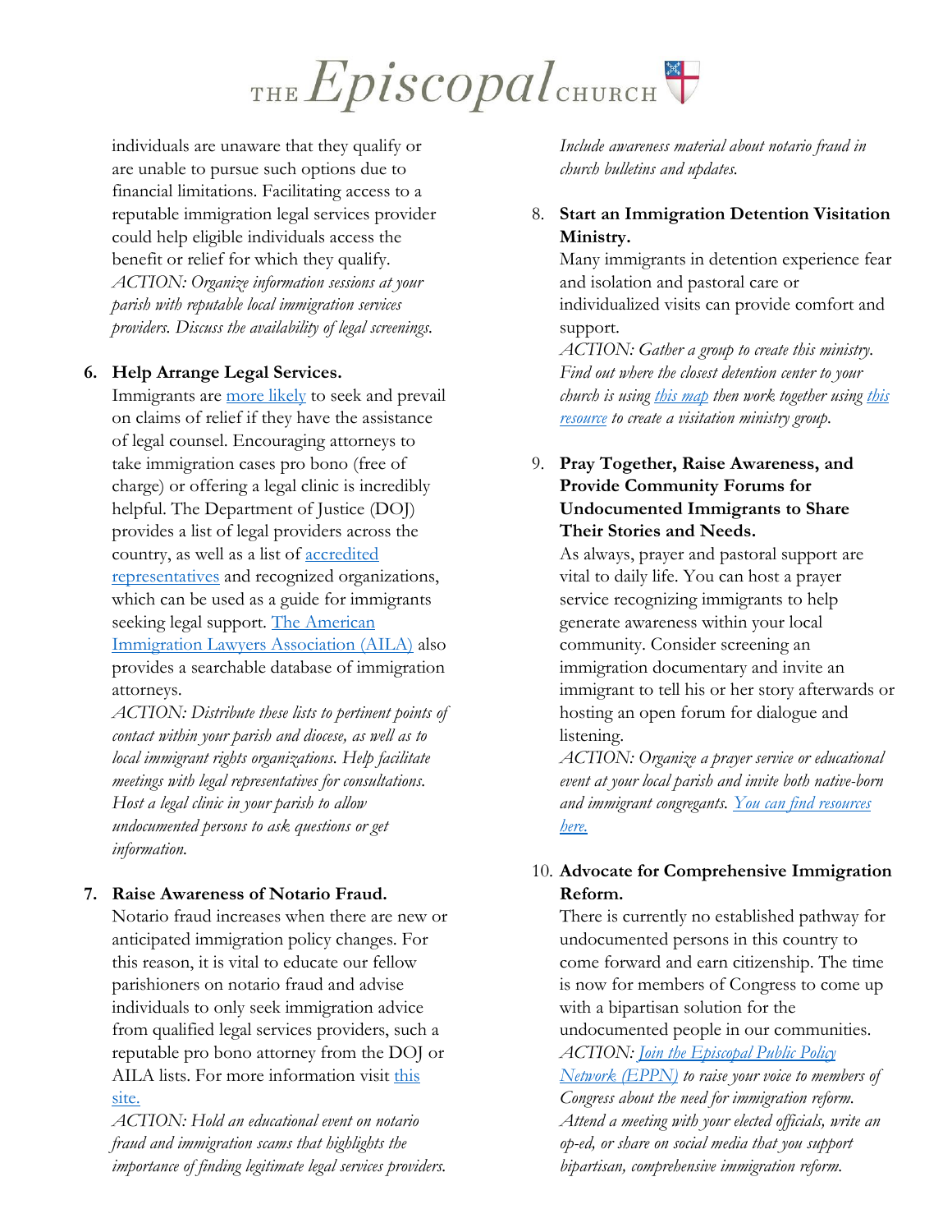individuals are unaware that they qualify or are unable to pursue such options due to financial limitations. Facilitating access to a reputable immigration legal services provider could help eligible individuals access the benefit or relief for which they qualify.
*ACTION: Organize information sessions at your parish with reputable local immigration services providers. Discuss the availability of legal screenings.*

6. **Help Arrange Legal Services.**
   Immigrants are more likely to seek and prevail on claims of relief if they have the assistance of legal counsel. Encouraging attorneys to take immigration cases pro bono (free of charge) or offering a legal clinic is incredibly helpful. The Department of Justice (DOJ) provides a list of legal providers across the country, as well as a list of accredited representatives and recognized organizations, which can be used as a guide for immigrants seeking legal support. The American Immigration Lawyers Association (AILA) also provides a searchable database of immigration attorneys.
   *ACTION: Distribute these lists to pertinent points of contact within your parish and diocese, as well as to local immigrant rights organizations. Help facilitate meetings with legal representatives for consultations. Host a legal clinic in your parish to allow undocumented persons to ask questions or get information.*

7. **Raise Awareness of Notario Fraud.**
   Notario fraud increases when there are new or anticipated immigration policy changes. For this reason, it is vital to educate our fellow parishioners on notario fraud and advise individuals to only seek immigration advice from qualified legal services providers, such a reputable pro bono attorney from the DOJ or AILA lists. For more information visit this site.
   *ACTION: Hold an educational event on notario fraud and immigration scams that highlights the importance of finding legitimate legal services providers. Include awareness material about notario fraud in church bulletins and updates.*

8. **Start an Immigration Detention Visitation Ministry.**
   Many immigrants in detention experience fear and isolation and pastoral care or individualized visits can provide comfort and support.
   *ACTION: Gather a group to create this ministry. Find out where the closest detention center to your church is using this map then work together using this resource to create a visitation ministry group.*

9. **Pray Together, Raise Awareness, and Provide Community Forums for Undocumented Immigrants to Share Their Stories and Needs.**
   As always, prayer and pastoral support are vital to daily life. You can host a prayer service recognizing immigrants to help generate awareness within your local community. Consider screening an immigration documentary and invite an immigrant to tell his or her story afterwards or hosting an open forum for dialogue and listening.
   *ACTION: Organize a prayer service or educational event at your local parish and invite both native-born and immigrant congregants. You can find resources here.*

10. **Advocate for Comprehensive Immigration Reform.**
    There is currently no established pathway for undocumented persons in this country to come forward and earn citizenship. The time is now for members of Congress to come up with a bipartisan solution for the undocumented people in our communities.
    *ACTION: Join the Episcopal Public Policy Network (EPPN) to raise your voice to members of Congress about the need for immigration reform. Attend a meeting with your elected officials, write an op-ed, or share on social media that you support bipartisan, comprehensive immigration reform.*